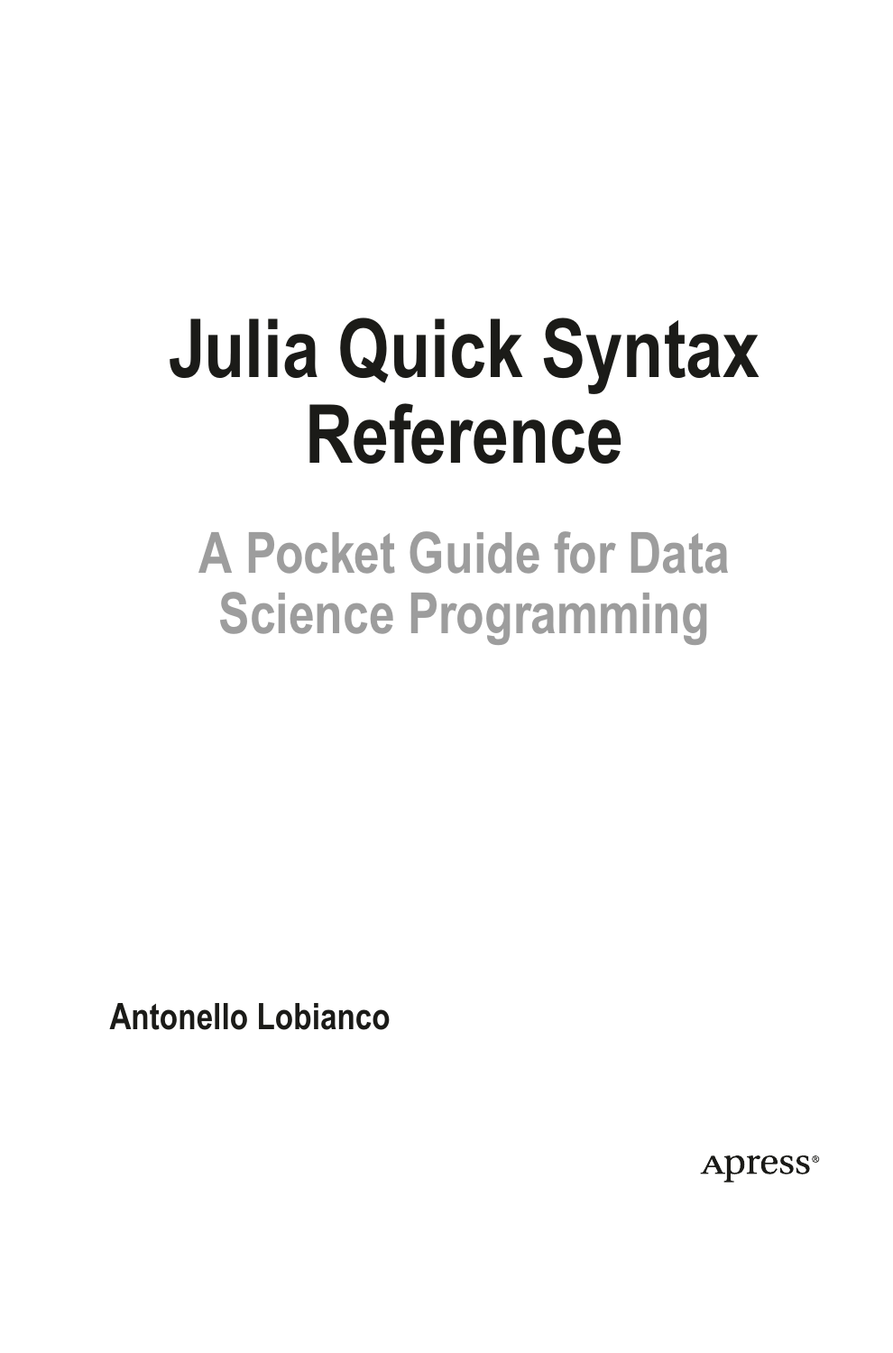# Julia Quick Syntax Reference

## A Pocket Guide for Data Science Programming

**Antonello Lobianco**

Apress®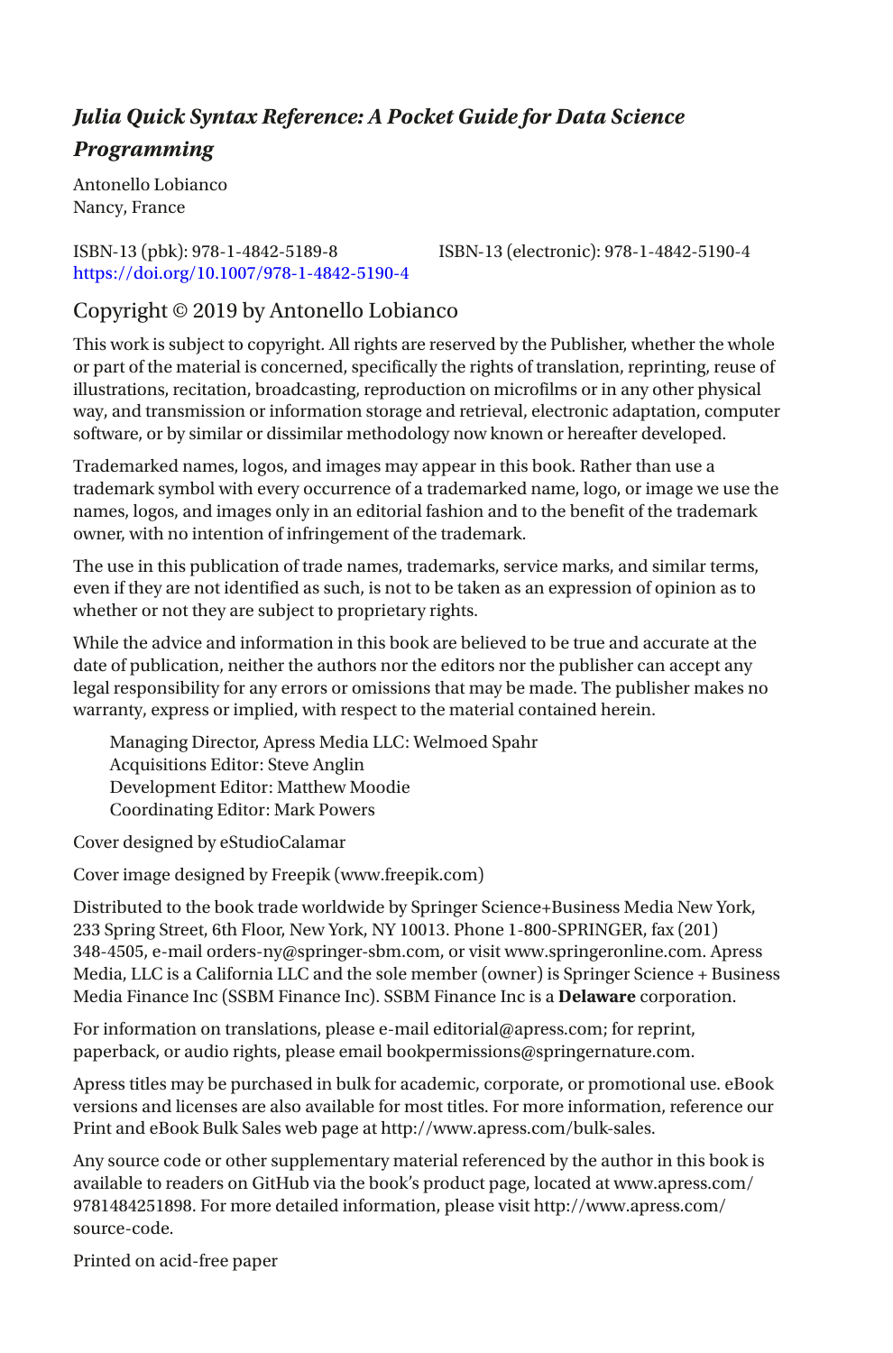***Julia Quick Syntax Reference: A Pocket Guide for Data Science Programming***

Antonello Lobianco
Nancy, France

ISBN-13 (pbk): 978-1-4842-5189-8 ISBN-13 (electronic): 978-1-4842-5190-4
https://doi.org/10.1007/978-1-4842-5190-4

Copyright © 2019 by Antonello Lobianco

This work is subject to copyright. All rights are reserved by the Publisher, whether the whole or part of the material is concerned, specifically the rights of translation, reprinting, reuse of illustrations, recitation, broadcasting, reproduction on microfilms or in any other physical way, and transmission or information storage and retrieval, electronic adaptation, computer software, or by similar or dissimilar methodology now known or hereafter developed.

Trademarked names, logos, and images may appear in this book. Rather than use a trademark symbol with every occurrence of a trademarked name, logo, or image we use the names, logos, and images only in an editorial fashion and to the benefit of the trademark owner, with no intention of infringement of the trademark.

The use in this publication of trade names, trademarks, service marks, and similar terms, even if they are not identified as such, is not to be taken as an expression of opinion as to whether or not they are subject to proprietary rights.

While the advice and information in this book are believed to be true and accurate at the date of publication, neither the authors nor the editors nor the publisher can accept any legal responsibility for any errors or omissions that may be made. The publisher makes no warranty, express or implied, with respect to the material contained herein.

Managing Director, Apress Media LLC: Welmoed Spahr
Acquisitions Editor: Steve Anglin
Development Editor: Matthew Moodie
Coordinating Editor: Mark Powers

Cover designed by eStudioCalamar

Cover image designed by Freepik (www.freepik.com)

Distributed to the book trade worldwide by Springer Science+Business Media New York, 233 Spring Street, 6th Floor, New York, NY 10013. Phone 1-800-SPRINGER, fax (201) 348-4505, e-mail orders-ny@springer-sbm.com, or visit www.springeronline.com. Apress Media, LLC is a California LLC and the sole member (owner) is Springer Science + Business Media Finance Inc (SSBM Finance Inc). SSBM Finance Inc is a **Delaware** corporation.

For information on translations, please e-mail editorial@apress.com; for reprint, paperback, or audio rights, please email bookpermissions@springernature.com.

Apress titles may be purchased in bulk for academic, corporate, or promotional use. eBook versions and licenses are also available for most titles. For more information, reference our Print and eBook Bulk Sales web page at http://www.apress.com/bulk-sales.

Any source code or other supplementary material referenced by the author in this book is available to readers on GitHub via the book's product page, located at www.apress.com/9781484251898. For more detailed information, please visit http://www.apress.com/source-code.

Printed on acid-free paper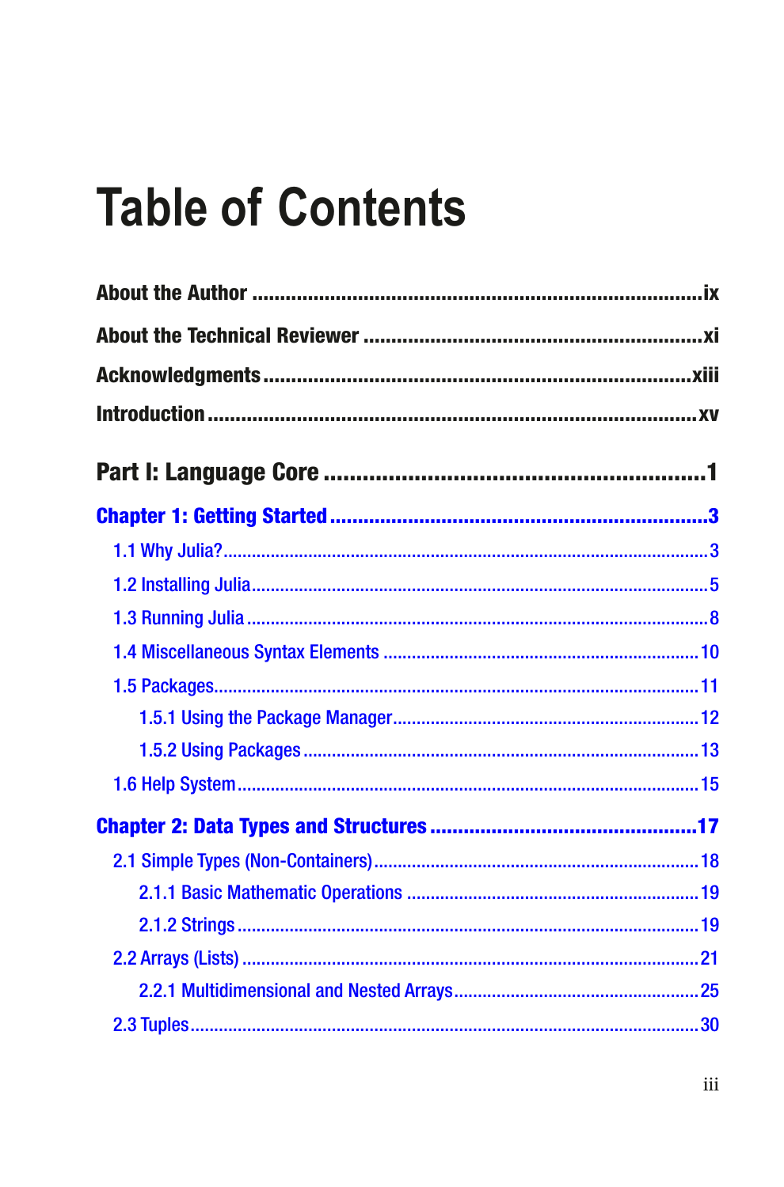# Table of Contents

**About the Author** ........................................................................ ix

**About the Technical Reviewer** ........................................................ xi

**Acknowledgments** ....................................................................... xiii

**Introduction** ................................................................................ xv

**Part I: Language Core** ..................................................................... 1

**Chapter 1: Getting Started** ................................................................ 3

- 1.1 Why Julia? ................................................................................ 3
- 1.2 Installing Julia ........................................................................... 5
- 1.3 Running Julia ............................................................................ 8
- 1.4 Miscellaneous Syntax Elements ................................................... 10
- 1.5 Packages ................................................................................. 11
  - 1.5.1 Using the Package Manager .................................................. 12
  - 1.5.2 Using Packages .................................................................... 13
- 1.6 Help System ............................................................................. 15

**Chapter 2: Data Types and Structures** .............................................. 17

- 2.1 Simple Types (Non-Containers) .................................................... 18
  - 2.1.1 Basic Mathematic Operations ................................................ 19
  - 2.1.2 Strings ................................................................................ 19
- 2.2 Arrays (Lists) ........................................................................... 21
  - 2.2.1 Multidimensional and Nested Arrays ....................................... 25
- 2.3 Tuples ..................................................................................... 30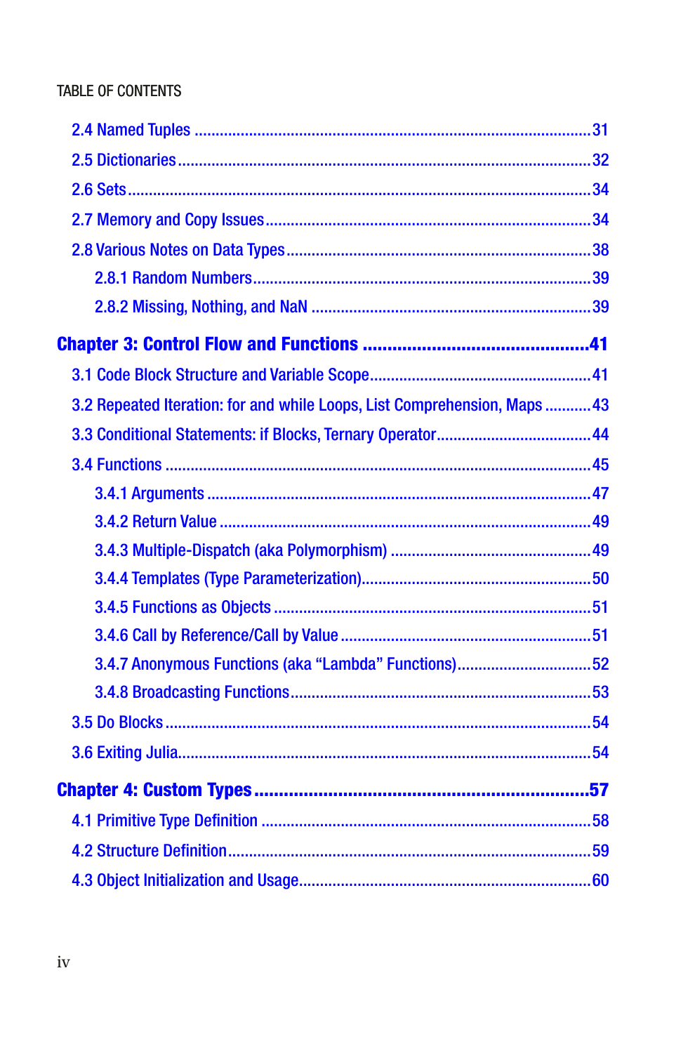- 2.4 Named Tuples ........................................................................................31
- 2.5 Dictionaries ..........................................................................................32
- 2.6 Sets ......................................................................................................34
- 2.7 Memory and Copy Issues .....................................................................34
- 2.8 Various Notes on Data Types ...............................................................38
  - 2.8.1 Random Numbers .........................................................................39
  - 2.8.2 Missing, Nothing, and NaN ..........................................................39

**Chapter 3: Control Flow and Functions .............................................41**

- 3.1 Code Block Structure and Variable Scope ............................................41
- 3.2 Repeated Iteration: for and while Loops, List Comprehension, Maps ...........43
- 3.3 Conditional Statements: if Blocks, Ternary Operator .............................44
- 3.4 Functions .............................................................................................45
  - 3.4.1 Arguments ....................................................................................47
  - 3.4.2 Return Value ................................................................................49
  - 3.4.3 Multiple-Dispatch (aka Polymorphism) .........................................49
  - 3.4.4 Templates (Type Parameterization) ...............................................50
  - 3.4.5 Functions as Objects ....................................................................51
  - 3.4.6 Call by Reference/Call by Value ...................................................51
  - 3.4.7 Anonymous Functions (aka “Lambda” Functions) ..........................52
  - 3.4.8 Broadcasting Functions ................................................................53
- 3.5 Do Blocks .............................................................................................54
- 3.6 Exiting Julia ..........................................................................................54

**Chapter 4: Custom Types .................................................................57**

- 4.1 Primitive Type Definition .....................................................................58
- 4.2 Structure Definition .............................................................................59
- 4.3 Object Initialization and Usage .............................................................60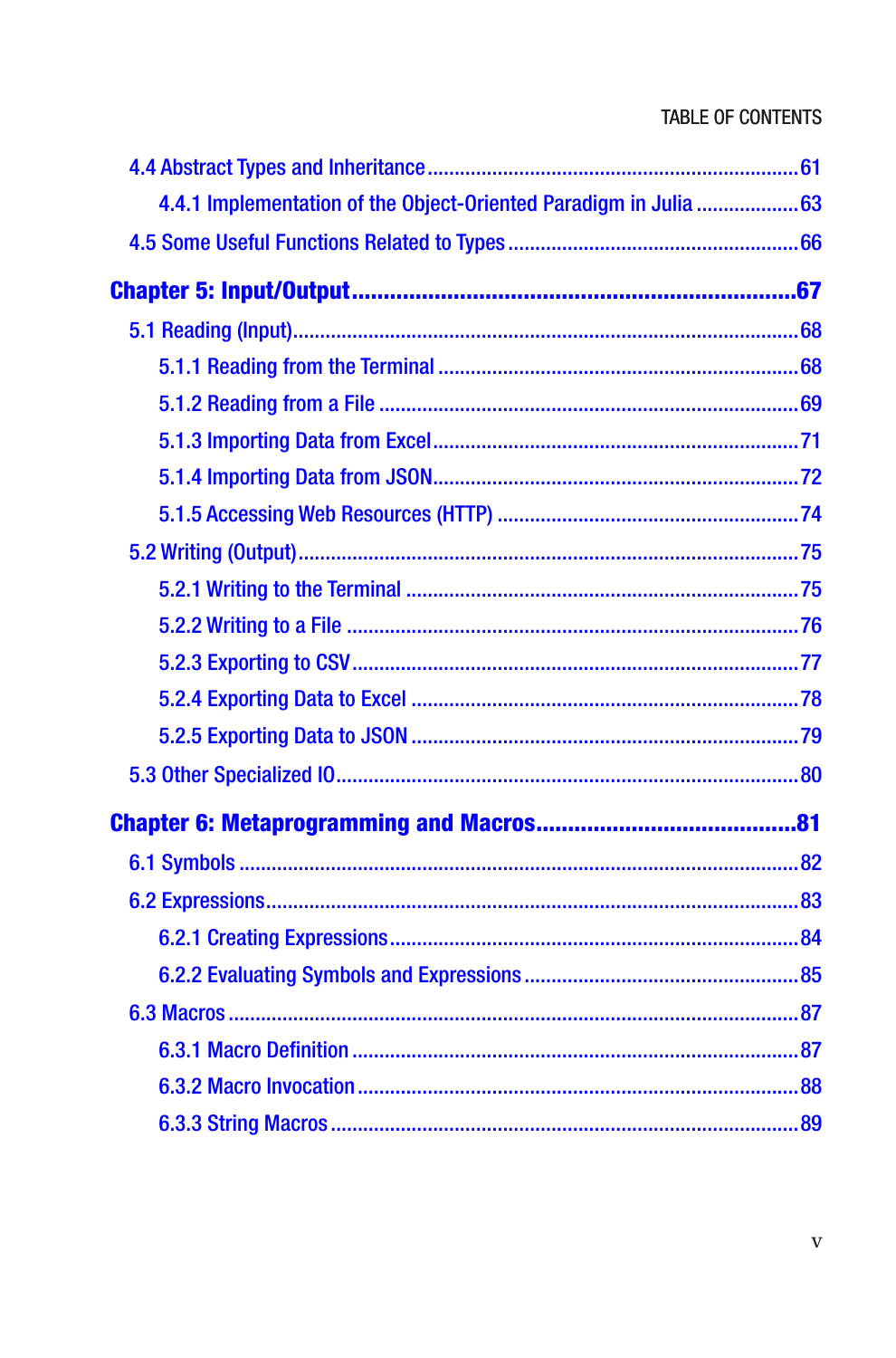4.4 Abstract Types and Inheritance ........................................................................61

4.4.1 Implementation of the Object-Oriented Paradigm in Julia ...................63

4.5 Some Useful Functions Related to Types .....................................................66

**Chapter 5: Input/Output ..................................................................67**

5.1 Reading (Input)..............................................................................................68

5.1.1 Reading from the Terminal ...............................................................68

5.1.2 Reading from a File .........................................................................69

5.1.3 Importing Data from Excel................................................................71

5.1.4 Importing Data from JSON................................................................72

5.1.5 Accessing Web Resources (HTTP) .....................................................74

5.2 Writing (Output)..............................................................................................75

5.2.1 Writing to the Terminal .....................................................................75

5.2.2 Writing to a File ...............................................................................76

5.2.3 Exporting to CSV..............................................................................77

5.2.4 Exporting Data to Excel ...................................................................78

5.2.5 Exporting Data to JSON ...................................................................79

5.3 Other Specialized IO.......................................................................................80

**Chapter 6: Metaprogramming and Macros.......................................81**

6.1 Symbols .........................................................................................................82

6.2 Expressions....................................................................................................83

6.2.1 Creating Expressions.......................................................................84

6.2.2 Evaluating Symbols and Expressions ...............................................85

6.3 Macros ...........................................................................................................87

6.3.1 Macro Definition ..............................................................................87

6.3.2 Macro Invocation..............................................................................88

6.3.3 String Macros ..................................................................................89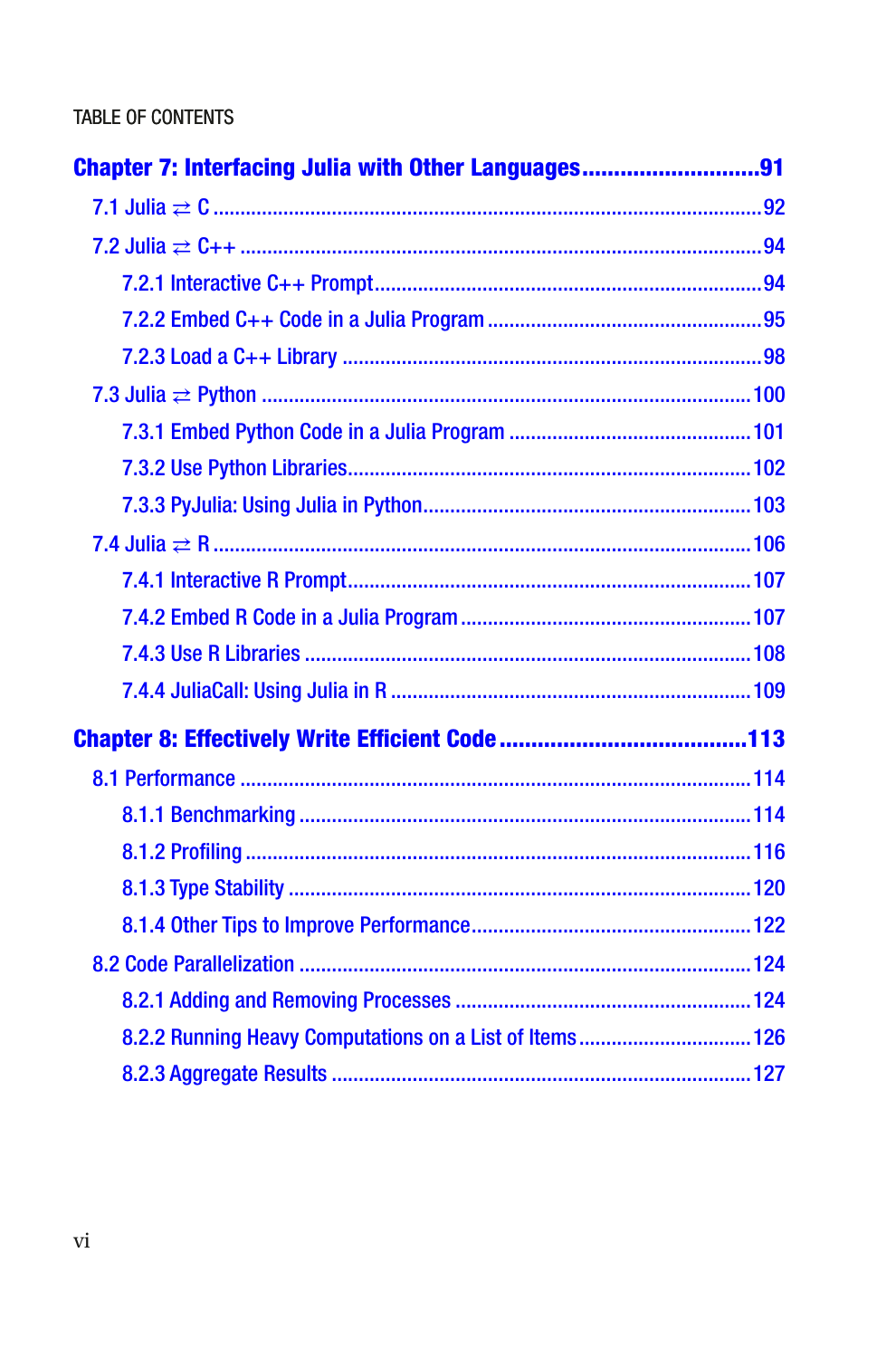**Chapter 7: Interfacing Julia with Other Languages ........................... 91**

- 7.1 Julia ⇄ C ........................................................................................ 92
- 7.2 Julia ⇄ C++ ..................................................................................... 94
  - 7.2.1 Interactive C++ Prompt ........................................................... 94
  - 7.2.2 Embed C++ Code in a Julia Program ........................................ 95
  - 7.2.3 Load a C++ Library ................................................................. 98
- 7.3 Julia ⇄ Python ................................................................................ 100
  - 7.3.1 Embed Python Code in a Julia Program ................................... 101
  - 7.3.2 Use Python Libraries .............................................................. 102
  - 7.3.3 PyJulia: Using Julia in Python .................................................. 103
- 7.4 Julia ⇄ R ......................................................................................... 106
  - 7.4.1 Interactive R Prompt ............................................................... 107
  - 7.4.2 Embed R Code in a Julia Program ........................................... 107
  - 7.4.3 Use R Libraries ....................................................................... 108
  - 7.4.4 JuliaCall: Using Julia in R ....................................................... 109

**Chapter 8: Effectively Write Efficient Code ...................................... 113**

- 8.1 Performance .................................................................................... 114
  - 8.1.1 Benchmarking ......................................................................... 114
  - 8.1.2 Profiling .................................................................................. 116
  - 8.1.3 Type Stability ......................................................................... 120
  - 8.1.4 Other Tips to Improve Performance ......................................... 122
- 8.2 Code Parallelization ......................................................................... 124
  - 8.2.1 Adding and Removing Processes ............................................. 124
  - 8.2.2 Running Heavy Computations on a List of Items ...................... 126
  - 8.2.3 Aggregate Results ................................................................... 127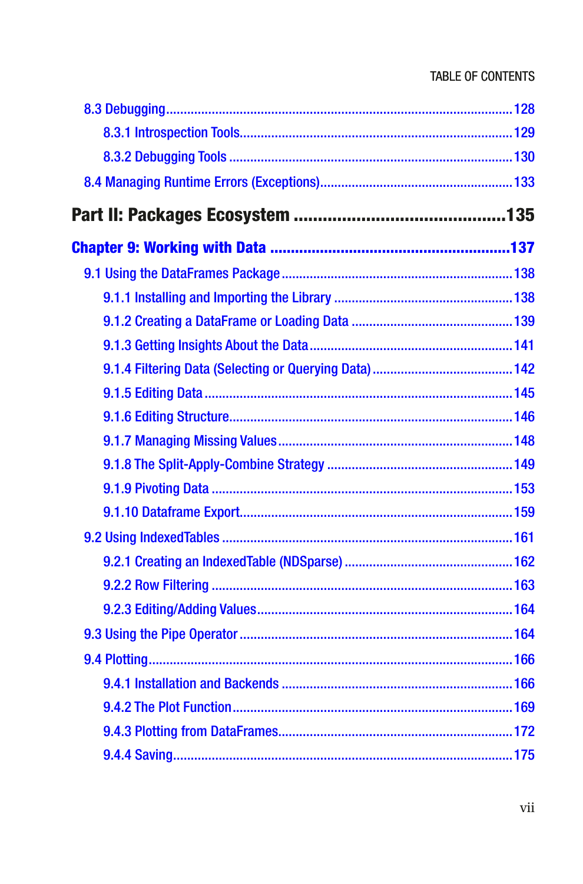8.3 Debugging ........................................................................................128

8.3.1 Introspection Tools...............................................................................129

8.3.2 Debugging Tools ...................................................................................130

8.4 Managing Runtime Errors (Exceptions)......................................................133

**Part II: Packages Ecosystem ..........................................135**

**Chapter 9: Working with Data .......................................................137**

9.1 Using the DataFrames Package ................................................................138

9.1.1 Installing and Importing the Library ..........................................................138

9.1.2 Creating a DataFrame or Loading Data .......................................................139

9.1.3 Getting Insights About the Data ...............................................................141

9.1.4 Filtering Data (Selecting or Querying Data) ................................................142

9.1.5 Editing Data ........................................................................................145

9.1.6 Editing Structure...................................................................................146

9.1.7 Managing Missing Values .......................................................................148

9.1.8 The Split-Apply-Combine Strategy ............................................................149

9.1.9 Pivoting Data .......................................................................................153

9.1.10 Dataframe Export.................................................................................159

9.2 Using IndexedTables ................................................................................161

9.2.1 Creating an IndexedTable (NDSparse) .......................................................162

9.2.2 Row Filtering .......................................................................................163

9.2.3 Editing/Adding Values............................................................................164

9.3 Using the Pipe Operator ...........................................................................164

9.4 Plotting ...............................................................................................166

9.4.1 Installation and Backends .......................................................................166

9.4.2 The Plot Function..................................................................................169

9.4.3 Plotting from DataFrames........................................................................172

9.4.4 Saving.................................................................................................175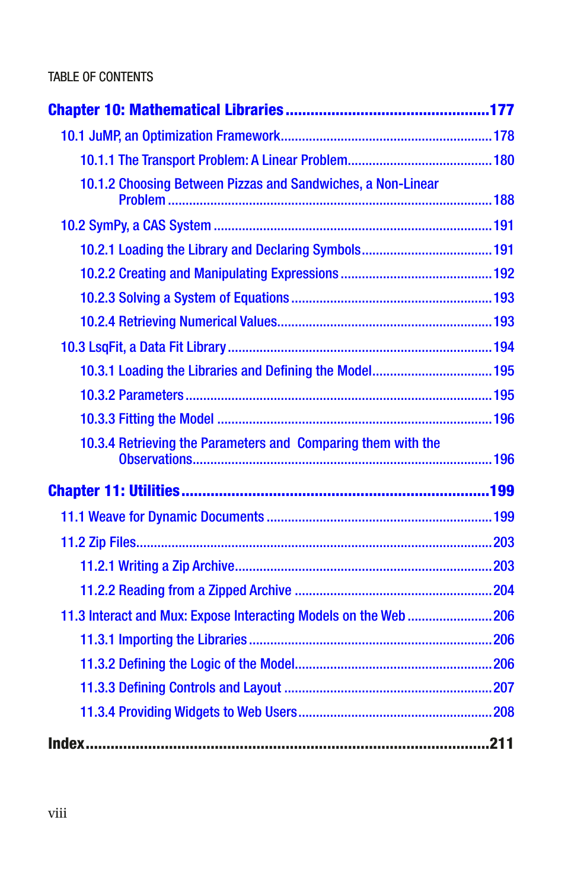TABLE OF CONTENTS

**Chapter 10: Mathematical Libraries ............................................. 177**

- 10.1 JuMP, an Optimization Framework ............................................. 178
  - 10.1.1 The Transport Problem: A Linear Problem ............................................. 180
  - 10.1.2 Choosing Between Pizzas and Sandwiches, a Non-Linear Problem ............................................. 188
- 10.2 SymPy, a CAS System ............................................. 191
  - 10.2.1 Loading the Library and Declaring Symbols ............................................. 191
  - 10.2.2 Creating and Manipulating Expressions ............................................. 192
  - 10.2.3 Solving a System of Equations ............................................. 193
  - 10.2.4 Retrieving Numerical Values ............................................. 193
- 10.3 LsqFit, a Data Fit Library ............................................. 194
  - 10.3.1 Loading the Libraries and Defining the Model ............................................. 195
  - 10.3.2 Parameters ............................................. 195
  - 10.3.3 Fitting the Model ............................................. 196
  - 10.3.4 Retrieving the Parameters and Comparing them with the Observations ............................................. 196

**Chapter 11: Utilities ............................................. 199**

- 11.1 Weave for Dynamic Documents ............................................. 199
- 11.2 Zip Files ............................................. 203
  - 11.2.1 Writing a Zip Archive ............................................. 203
  - 11.2.2 Reading from a Zipped Archive ............................................. 204
- 11.3 Interact and Mux: Expose Interacting Models on the Web ............................................. 206
  - 11.3.1 Importing the Libraries ............................................. 206
  - 11.3.2 Defining the Logic of the Model ............................................. 206
  - 11.3.3 Defining Controls and Layout ............................................. 207
  - 11.3.4 Providing Widgets to Web Users ............................................. 208

**Index ............................................. 211**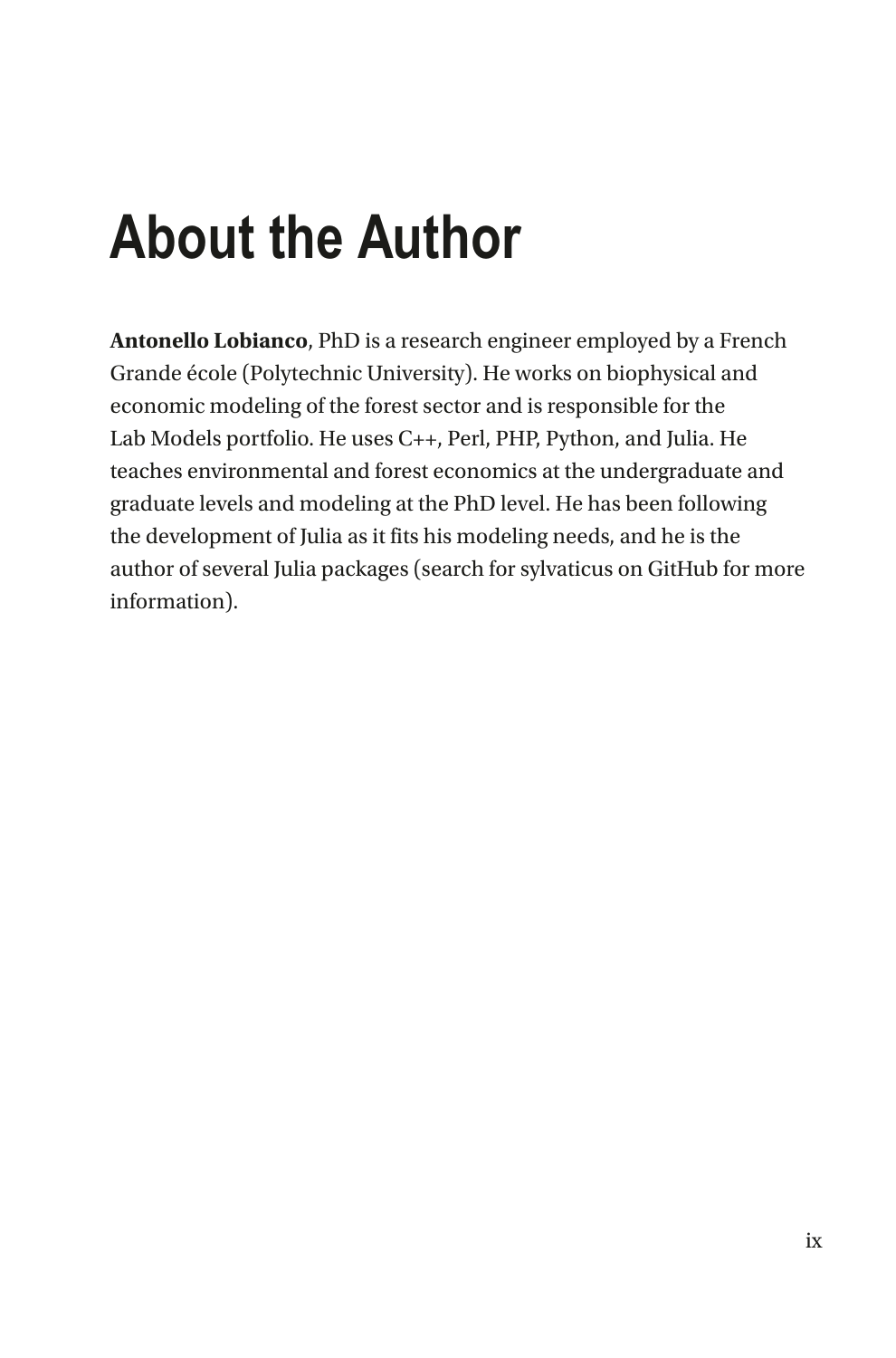# About the Author

**Antonello Lobianco**, PhD is a research engineer employed by a French Grande école (Polytechnic University). He works on biophysical and economic modeling of the forest sector and is responsible for the Lab Models portfolio. He uses C++, Perl, PHP, Python, and Julia. He teaches environmental and forest economics at the undergraduate and graduate levels and modeling at the PhD level. He has been following the development of Julia as it fits his modeling needs, and he is the author of several Julia packages (search for sylvaticus on GitHub for more information).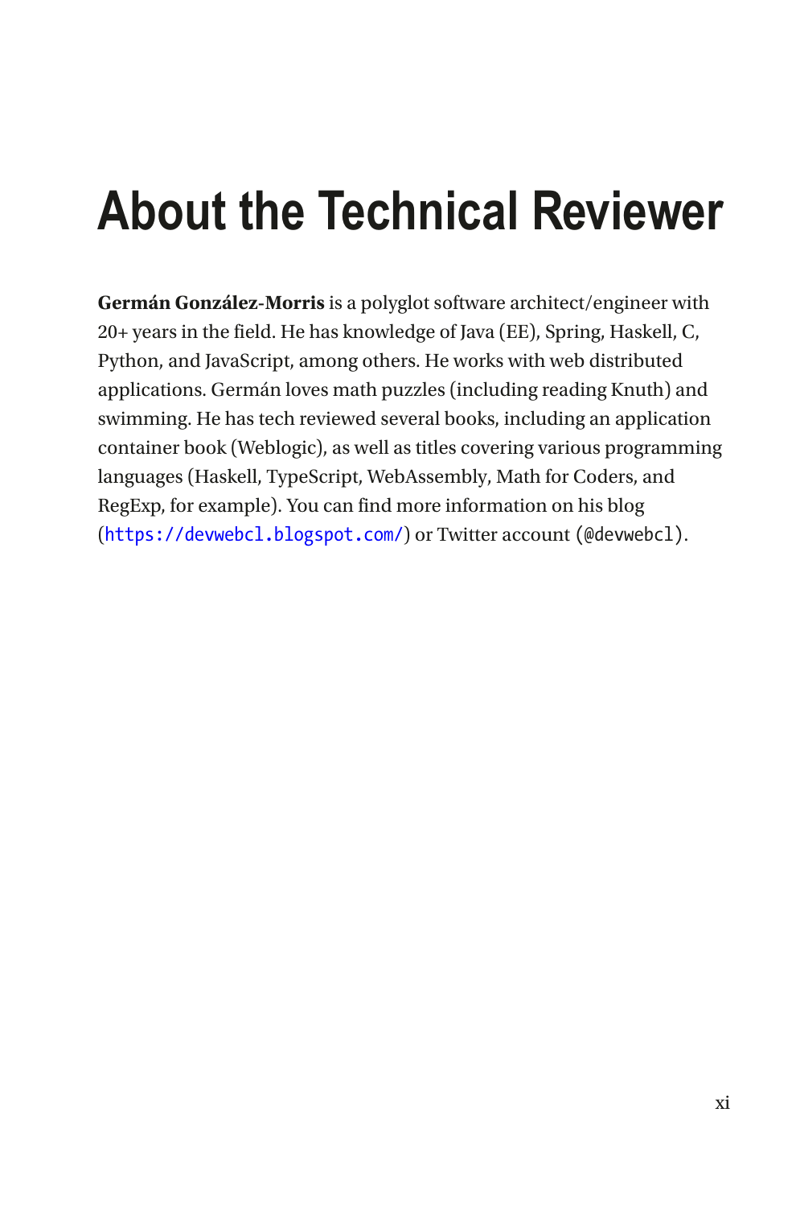# About the Technical Reviewer

**Germán González-Morris** is a polyglot software architect/engineer with 20+ years in the field. He has knowledge of Java (EE), Spring, Haskell, C, Python, and JavaScript, among others. He works with web distributed applications. Germán loves math puzzles (including reading Knuth) and swimming. He has tech reviewed several books, including an application container book (Weblogic), as well as titles covering various programming languages (Haskell, TypeScript, WebAssembly, Math for Coders, and RegExp, for example). You can find more information on his blog (`https://devwebcl.blogspot.com/`) or Twitter account (`@devwebcl`).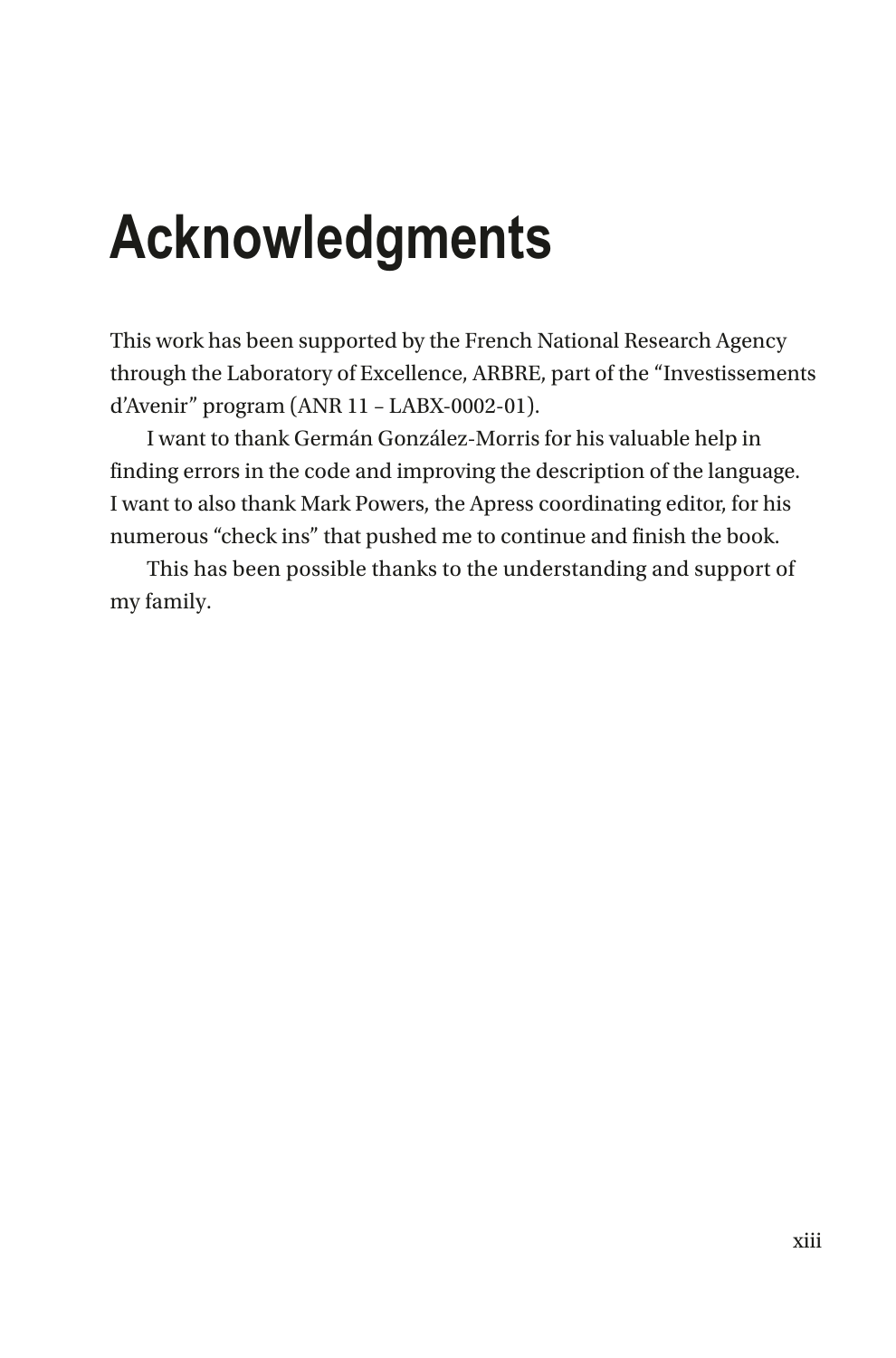# Acknowledgments

This work has been supported by the French National Research Agency through the Laboratory of Excellence, ARBRE, part of the "Investissements d'Avenir" program (ANR 11 – LABX-0002-01).

I want to thank Germán González-Morris for his valuable help in finding errors in the code and improving the description of the language. I want to also thank Mark Powers, the Apress coordinating editor, for his numerous "check ins" that pushed me to continue and finish the book.

This has been possible thanks to the understanding and support of my family.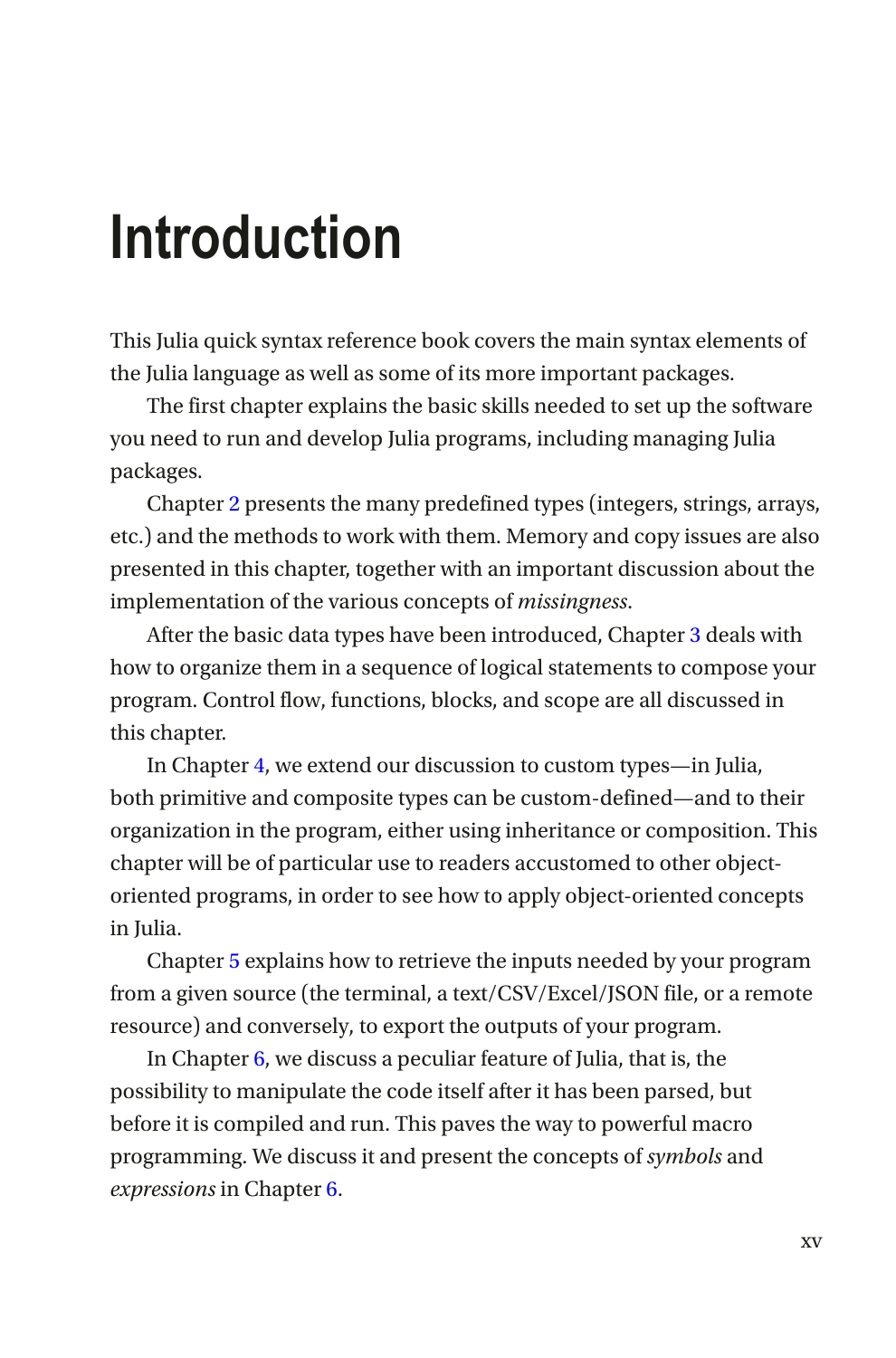# Introduction

This Julia quick syntax reference book covers the main syntax elements of the Julia language as well as some of its more important packages.

The first chapter explains the basic skills needed to set up the software you need to run and develop Julia programs, including managing Julia packages.

Chapter 2 presents the many predefined types (integers, strings, arrays, etc.) and the methods to work with them. Memory and copy issues are also presented in this chapter, together with an important discussion about the implementation of the various concepts of *missingness*.

After the basic data types have been introduced, Chapter 3 deals with how to organize them in a sequence of logical statements to compose your program. Control flow, functions, blocks, and scope are all discussed in this chapter.

In Chapter 4, we extend our discussion to custom types—in Julia, both primitive and composite types can be custom-defined—and to their organization in the program, either using inheritance or composition. This chapter will be of particular use to readers accustomed to other object-oriented programs, in order to see how to apply object-oriented concepts in Julia.

Chapter 5 explains how to retrieve the inputs needed by your program from a given source (the terminal, a text/CSV/Excel/JSON file, or a remote resource) and conversely, to export the outputs of your program.

In Chapter 6, we discuss a peculiar feature of Julia, that is, the possibility to manipulate the code itself after it has been parsed, but before it is compiled and run. This paves the way to powerful macro programming. We discuss it and present the concepts of *symbols* and *expressions* in Chapter 6.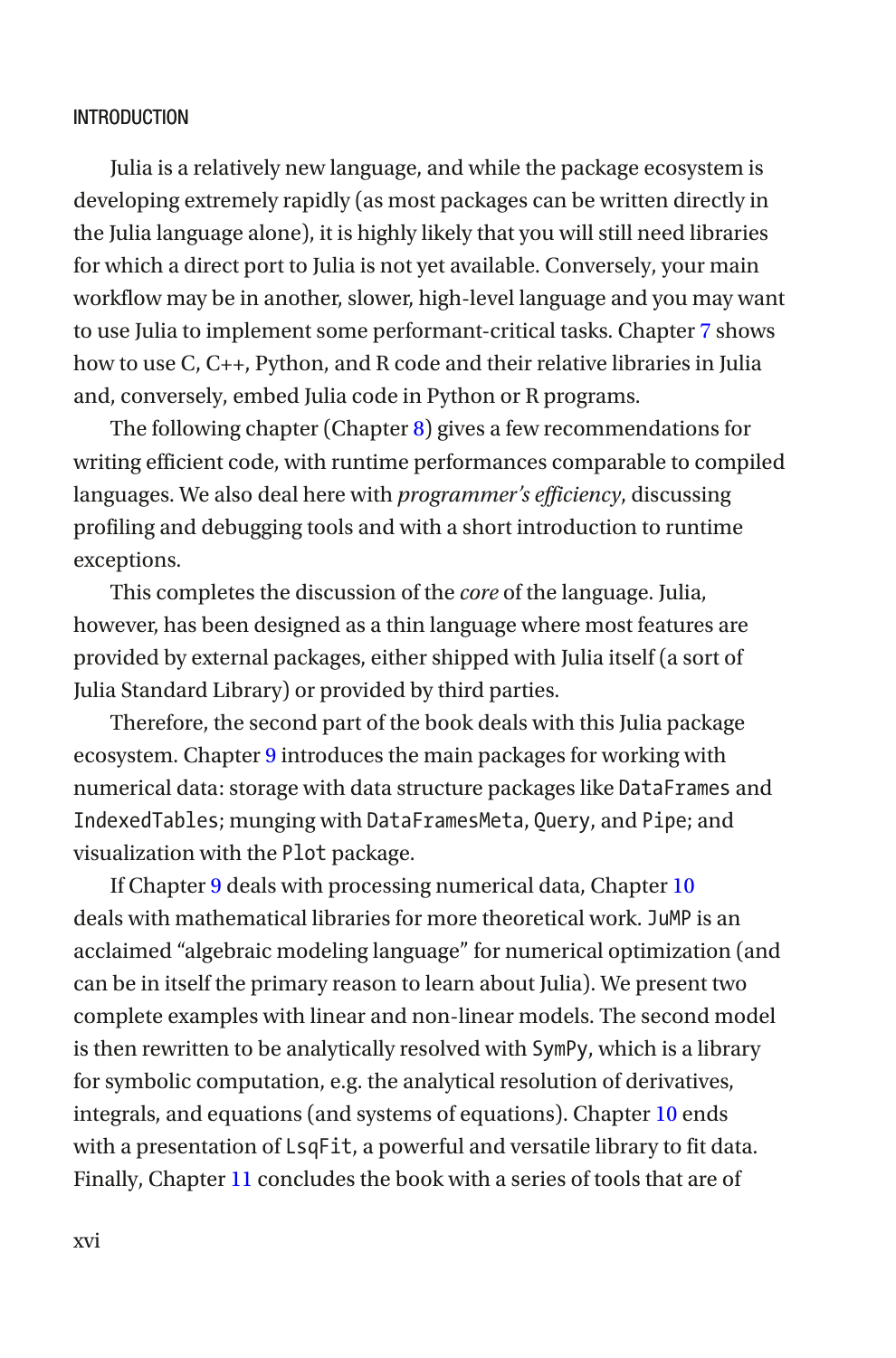Julia is a relatively new language, and while the package ecosystem is developing extremely rapidly (as most packages can be written directly in the Julia language alone), it is highly likely that you will still need libraries for which a direct port to Julia is not yet available. Conversely, your main workflow may be in another, slower, high-level language and you may want to use Julia to implement some performant-critical tasks. Chapter 7 shows how to use C, C++, Python, and R code and their relative libraries in Julia and, conversely, embed Julia code in Python or R programs.

The following chapter (Chapter 8) gives a few recommendations for writing efficient code, with runtime performances comparable to compiled languages. We also deal here with *programmer's efficiency*, discussing profiling and debugging tools and with a short introduction to runtime exceptions.

This completes the discussion of the *core* of the language. Julia, however, has been designed as a thin language where most features are provided by external packages, either shipped with Julia itself (a sort of Julia Standard Library) or provided by third parties.

Therefore, the second part of the book deals with this Julia package ecosystem. Chapter 9 introduces the main packages for working with numerical data: storage with data structure packages like `DataFrames` and `IndexedTables`; munging with `DataFramesMeta`, `Query`, and `Pipe`; and visualization with the `Plot` package.

If Chapter 9 deals with processing numerical data, Chapter 10 deals with mathematical libraries for more theoretical work. `JuMP` is an acclaimed "algebraic modeling language" for numerical optimization (and can be in itself the primary reason to learn about Julia). We present two complete examples with linear and non-linear models. The second model is then rewritten to be analytically resolved with `SymPy`, which is a library for symbolic computation, e.g. the analytical resolution of derivatives, integrals, and equations (and systems of equations). Chapter 10 ends with a presentation of `LsqFit`, a powerful and versatile library to fit data. Finally, Chapter 11 concludes the book with a series of tools that are of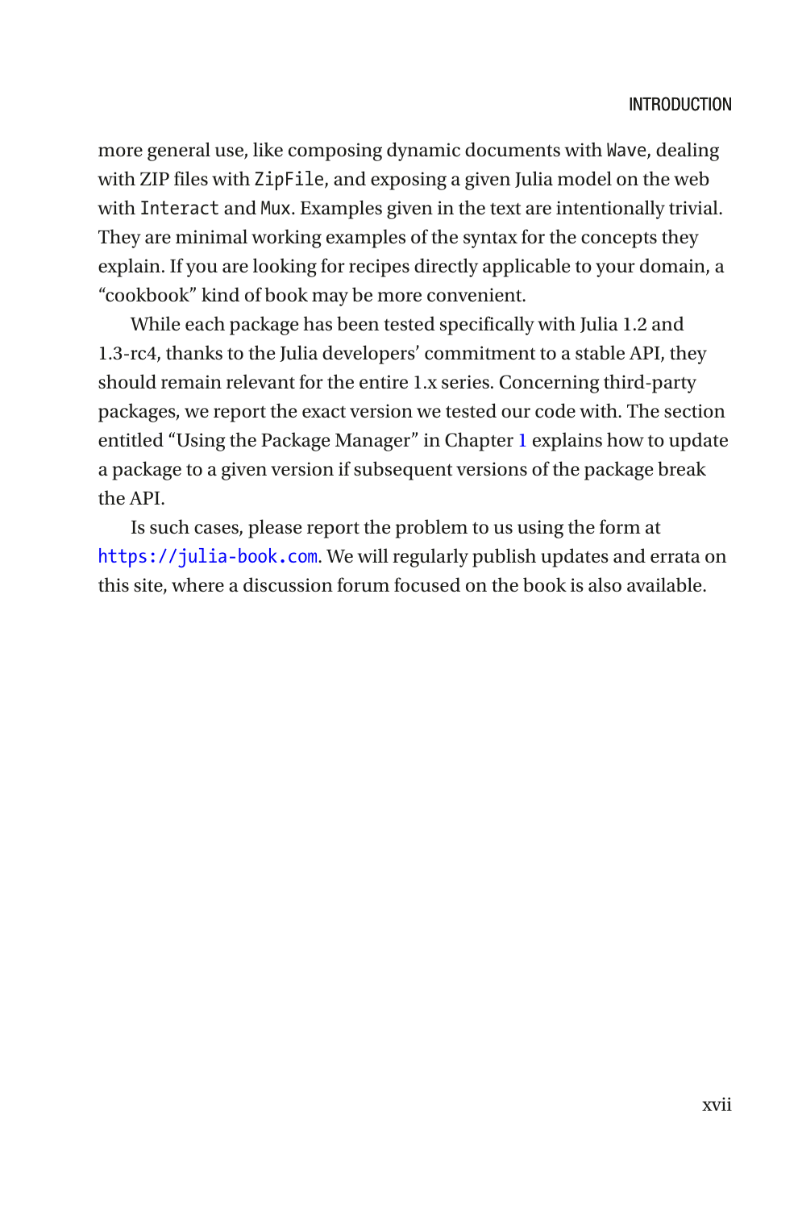more general use, like composing dynamic documents with `Wave`, dealing with ZIP files with `ZipFile`, and exposing a given Julia model on the web with `Interact` and `Mux`. Examples given in the text are intentionally trivial. They are minimal working examples of the syntax for the concepts they explain. If you are looking for recipes directly applicable to your domain, a “cookbook” kind of book may be more convenient.

While each package has been tested specifically with Julia 1.2 and 1.3-rc4, thanks to the Julia developers’ commitment to a stable API, they should remain relevant for the entire 1.x series. Concerning third-party packages, we report the exact version we tested our code with. The section entitled “Using the Package Manager” in Chapter 1 explains how to update a package to a given version if subsequent versions of the package break the API.

Is such cases, please report the problem to us using the form at `https://julia-book.com`. We will regularly publish updates and errata on this site, where a discussion forum focused on the book is also available.